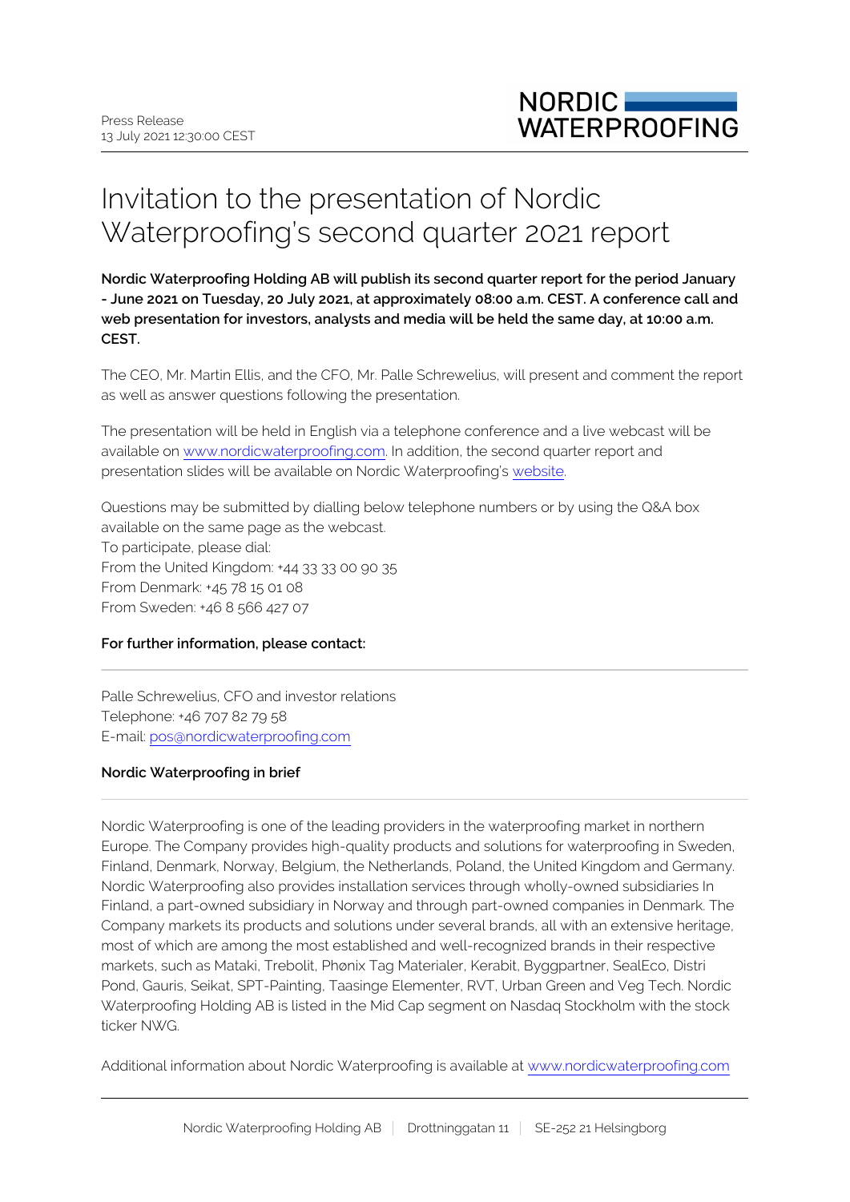Press Release
13 July 2021 12:30:00 CEST

# Invitation to the presentation of Nordic Waterproofing's second quarter 2021 report

**Nordic Waterproofing Holding AB will publish its second quarter report for the period January - June 2021 on Tuesday, 20 July 2021, at approximately 08:00 a.m. CEST. A conference call and web presentation for investors, analysts and media will be held the same day, at 10:00 a.m. CEST.**

The CEO, Mr. Martin Ellis, and the CFO, Mr. Palle Schrewelius, will present and comment the report as well as answer questions following the presentation.

The presentation will be held in English via a telephone conference and a live webcast will be available on www.nordicwaterproofing.com. In addition, the second quarter report and presentation slides will be available on Nordic Waterproofing's website.

Questions may be submitted by dialling below telephone numbers or by using the Q&A box available on the same page as the webcast.
To participate, please dial:
From the United Kingdom: +44 33 33 00 90 35
From Denmark: +45 78 15 01 08
From Sweden: +46 8 566 427 07

**For further information, please contact:**

Palle Schrewelius, CFO and investor relations
Telephone: +46 707 82 79 58
E-mail: pos@nordicwaterproofing.com

**Nordic Waterproofing in brief**

Nordic Waterproofing is one of the leading providers in the waterproofing market in northern Europe. The Company provides high-quality products and solutions for waterproofing in Sweden, Finland, Denmark, Norway, Belgium, the Netherlands, Poland, the United Kingdom and Germany. Nordic Waterproofing also provides installation services through wholly-owned subsidiaries In Finland, a part-owned subsidiary in Norway and through part-owned companies in Denmark. The Company markets its products and solutions under several brands, all with an extensive heritage, most of which are among the most established and well-recognized brands in their respective markets, such as Mataki, Trebolit, Phønix Tag Materialer, Kerabit, Byggpartner, SealEco, Distri Pond, Gauris, Seikat, SPT-Painting, Taasinge Elementer, RVT, Urban Green and Veg Tech. Nordic Waterproofing Holding AB is listed in the Mid Cap segment on Nasdaq Stockholm with the stock ticker NWG.

Additional information about Nordic Waterproofing is available at www.nordicwaterproofing.com

Nordic Waterproofing Holding AB | Drottninggatan 11 | SE-252 21 Helsingborg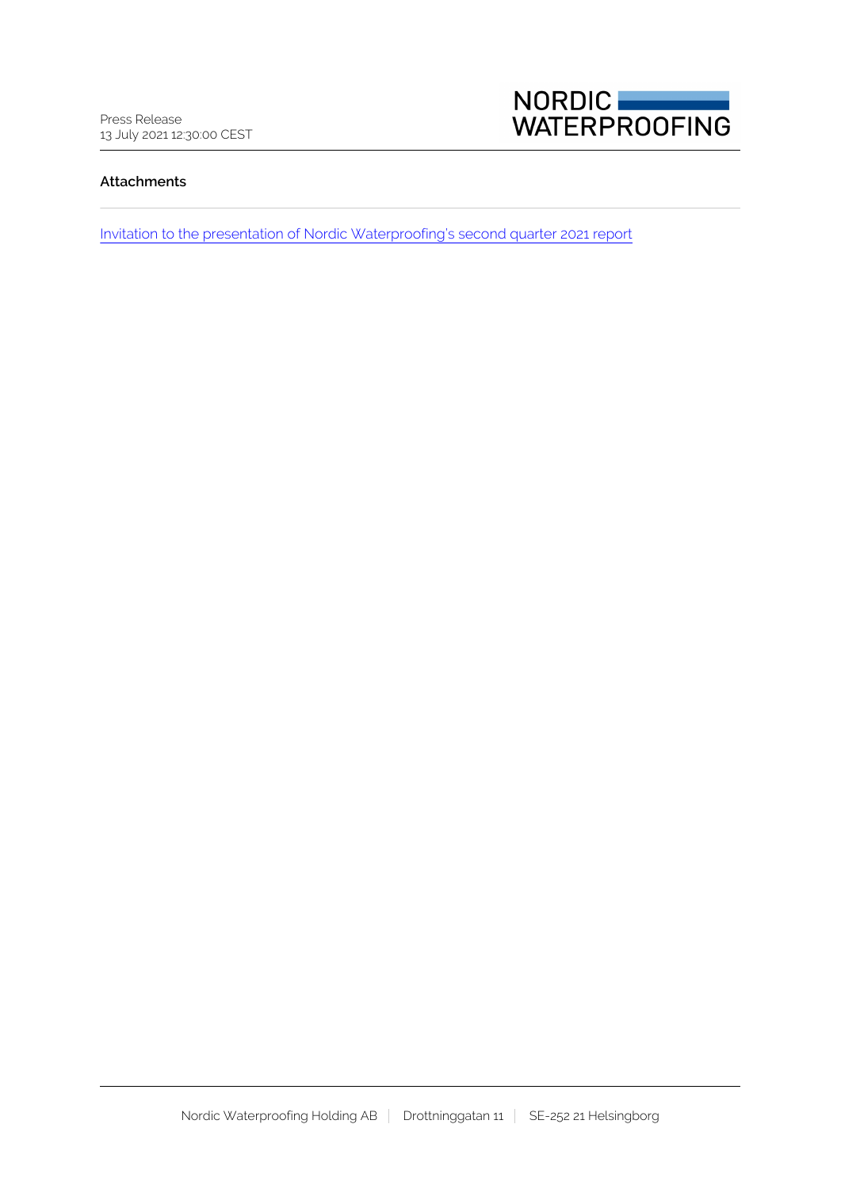**Attachments**

[Invitation to the presentation of Nordic Waterproofing's second quarter 2021 report]